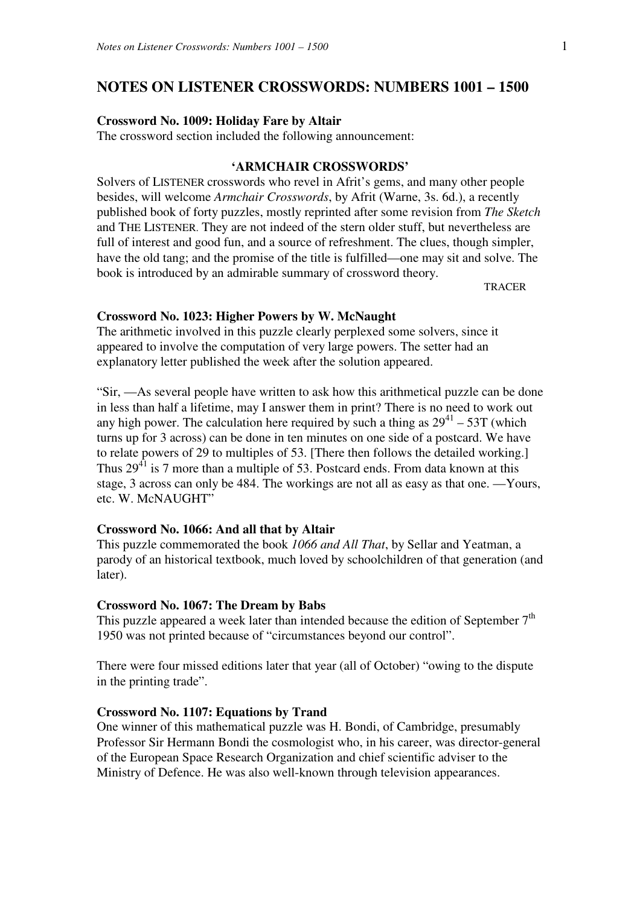# NOTES ON LISTENER CROSSWORDS: NUMBERS 1001 – 1500

**Crossword No. 1009: Holiday Fare by Altair**
The crossword section included the following announcement:

**'ARMCHAIR CROSSWORDS'**

Solvers of LISTENER crosswords who revel in Afrit's gems, and many other people besides, will welcome *Armchair Crosswords*, by Afrit (Warne, 3s. 6d.), a recently published book of forty puzzles, mostly reprinted after some revision from *The Sketch* and THE LISTENER. They are not indeed of the stern older stuff, but nevertheless are full of interest and good fun, and a source of refreshment. The clues, though simpler, have the old tang; and the promise of the title is fulfilled—one may sit and solve. The book is introduced by an admirable summary of crossword theory.

TRACER

**Crossword No. 1023: Higher Powers by W. McNaught**
The arithmetic involved in this puzzle clearly perplexed some solvers, since it appeared to involve the computation of very large powers. The setter had an explanatory letter published the week after the solution appeared.

"Sir, —As several people have written to ask how this arithmetical puzzle can be done in less than half a lifetime, may I answer them in print? There is no need to work out any high power. The calculation here required by such a thing as $29^{41}$ – 53T (which turns up for 3 across) can be done in ten minutes on one side of a postcard. We have to relate powers of 29 to multiples of 53. [There then follows the detailed working.] Thus $29^{41}$ is 7 more than a multiple of 53. Postcard ends. From data known at this stage, 3 across can only be 484. The workings are not all as easy as that one. —Yours, etc. W. McNAUGHT"

**Crossword No. 1066: And all that by Altair**
This puzzle commemorated the book *1066 and All That*, by Sellar and Yeatman, a parody of an historical textbook, much loved by schoolchildren of that generation (and later).

**Crossword No. 1067: The Dream by Babs**
This puzzle appeared a week later than intended because the edition of September 7th 1950 was not printed because of "circumstances beyond our control".

There were four missed editions later that year (all of October) "owing to the dispute in the printing trade".

**Crossword No. 1107: Equations by Trand**
One winner of this mathematical puzzle was H. Bondi, of Cambridge, presumably Professor Sir Hermann Bondi the cosmologist who, in his career, was director-general of the European Space Research Organization and chief scientific adviser to the Ministry of Defence. He was also well-known through television appearances.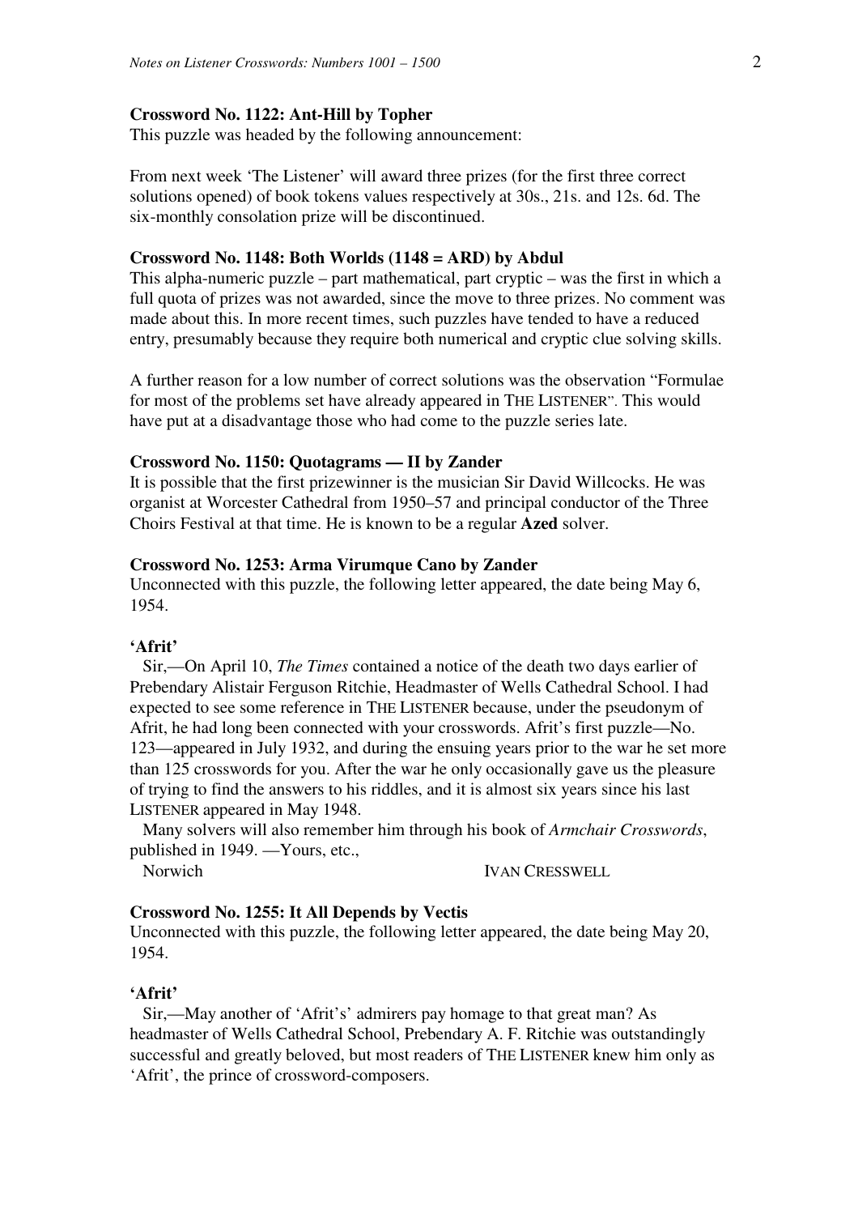### Crossword No. 1122: Ant-Hill by Topher

This puzzle was headed by the following announcement:

From next week 'The Listener' will award three prizes (for the first three correct solutions opened) of book tokens values respectively at 30s., 21s. and 12s. 6d. The six-monthly consolation prize will be discontinued.

### Crossword No. 1148: Both Worlds (1148 = ARD) by Abdul

This alpha-numeric puzzle – part mathematical, part cryptic – was the first in which a full quota of prizes was not awarded, since the move to three prizes. No comment was made about this. In more recent times, such puzzles have tended to have a reduced entry, presumably because they require both numerical and cryptic clue solving skills.

A further reason for a low number of correct solutions was the observation "Formulae for most of the problems set have already appeared in THE LISTENER". This would have put at a disadvantage those who had come to the puzzle series late.

### Crossword No. 1150: Quotagrams — II by Zander

It is possible that the first prizewinner is the musician Sir David Willcocks. He was organist at Worcester Cathedral from 1950–57 and principal conductor of the Three Choirs Festival at that time. He is known to be a regular **Azed** solver.

### Crossword No. 1253: Arma Virumque Cano by Zander

Unconnected with this puzzle, the following letter appeared, the date being May 6, 1954.

**'Afrit'**

Sir,—On April 10, *The Times* contained a notice of the death two days earlier of Prebendary Alistair Ferguson Ritchie, Headmaster of Wells Cathedral School. I had expected to see some reference in THE LISTENER because, under the pseudonym of Afrit, he had long been connected with your crosswords. Afrit's first puzzle—No. 123—appeared in July 1932, and during the ensuing years prior to the war he set more than 125 crosswords for you. After the war he only occasionally gave us the pleasure of trying to find the answers to his riddles, and it is almost six years since his last LISTENER appeared in May 1948.

Many solvers will also remember him through his book of *Armchair Crosswords*, published in 1949. —Yours, etc.,

Norwich IVAN CRESSWELL

### Crossword No. 1255: It All Depends by Vectis

Unconnected with this puzzle, the following letter appeared, the date being May 20, 1954.

**'Afrit'**

Sir,—May another of 'Afrit's' admirers pay homage to that great man? As headmaster of Wells Cathedral School, Prebendary A. F. Ritchie was outstandingly successful and greatly beloved, but most readers of THE LISTENER knew him only as 'Afrit', the prince of crossword-composers.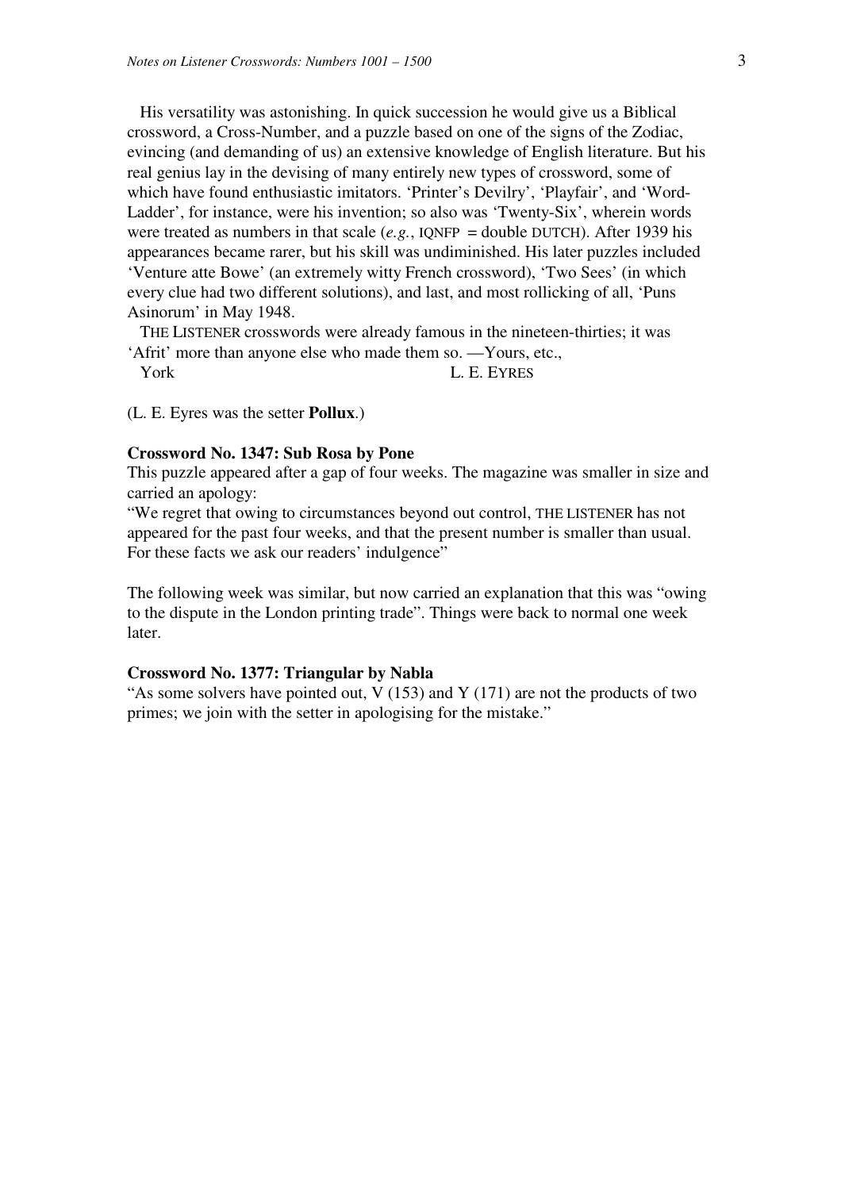His versatility was astonishing. In quick succession he would give us a Biblical crossword, a Cross-Number, and a puzzle based on one of the signs of the Zodiac, evincing (and demanding of us) an extensive knowledge of English literature. But his real genius lay in the devising of many entirely new types of crossword, some of which have found enthusiastic imitators. 'Printer's Devilry', 'Playfair', and 'Word-Ladder', for instance, were his invention; so also was 'Twenty-Six', wherein words were treated as numbers in that scale (*e.g.*, IQNFP = double DUTCH). After 1939 his appearances became rarer, but his skill was undiminished. His later puzzles included 'Venture atte Bowe' (an extremely witty French crossword), 'Two Sees' (in which every clue had two different solutions), and last, and most rollicking of all, 'Puns Asinorum' in May 1948.

THE LISTENER crosswords were already famous in the nineteen-thirties; it was 'Afrit' more than anyone else who made them so. —Yours, etc.,

York L. E. EYRES

(L. E. Eyres was the setter **Pollux**.)

**Crossword No. 1347: Sub Rosa by Pone**

This puzzle appeared after a gap of four weeks. The magazine was smaller in size and carried an apology:

"We regret that owing to circumstances beyond out control, THE LISTENER has not appeared for the past four weeks, and that the present number is smaller than usual. For these facts we ask our readers' indulgence"

The following week was similar, but now carried an explanation that this was "owing to the dispute in the London printing trade". Things were back to normal one week later.

**Crossword No. 1377: Triangular by Nabla**

"As some solvers have pointed out, V (153) and Y (171) are not the products of two primes; we join with the setter in apologising for the mistake."